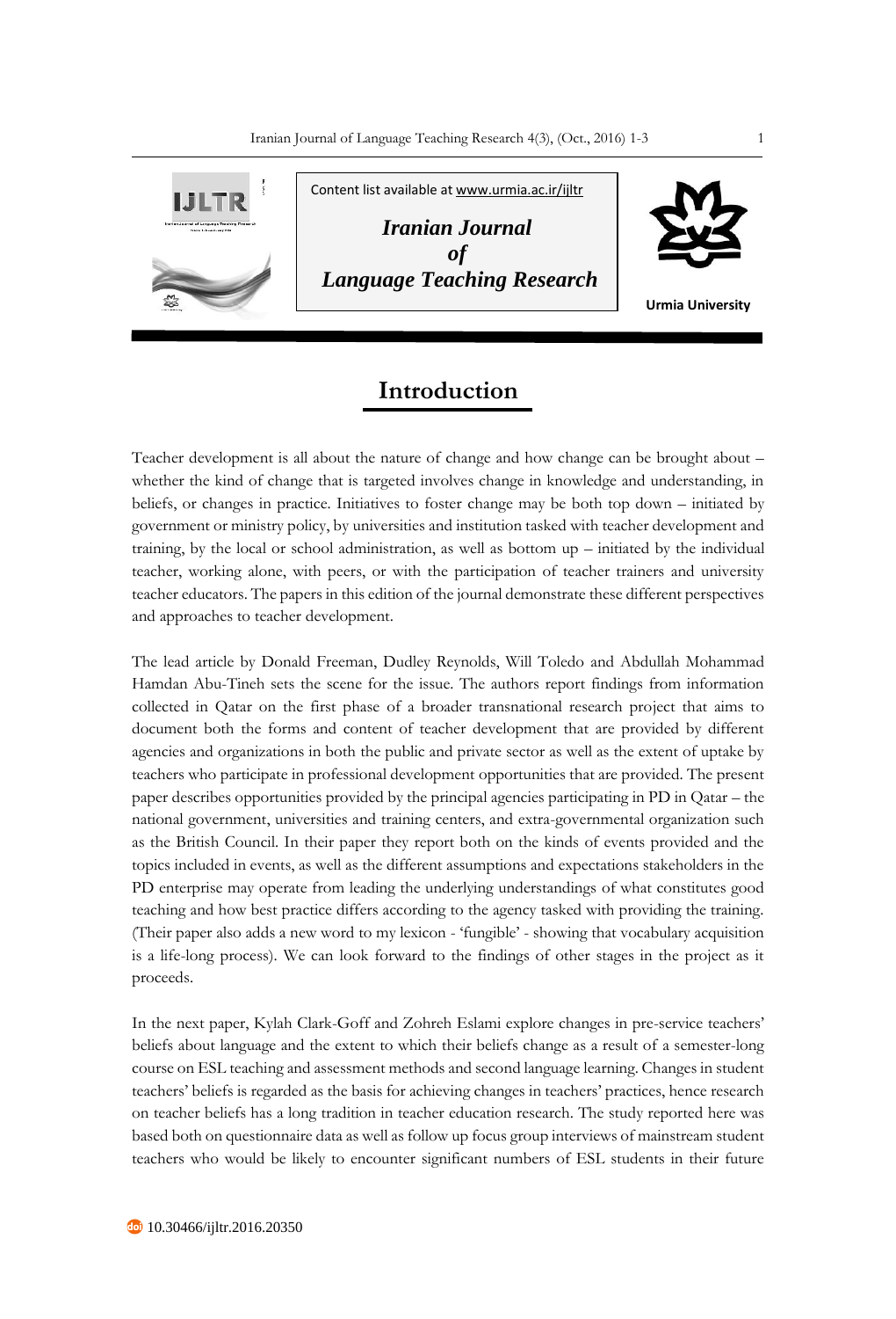Content list available at www.urmia.ac.ir/ijltr

***Iranian Journal of Language Teaching Research***

**Urmia University**

# Introduction

Teacher development is all about the nature of change and how change can be brought about – whether the kind of change that is targeted involves change in knowledge and understanding, in beliefs, or changes in practice. Initiatives to foster change may be both top down – initiated by government or ministry policy, by universities and institution tasked with teacher development and training, by the local or school administration, as well as bottom up – initiated by the individual teacher, working alone, with peers, or with the participation of teacher trainers and university teacher educators. The papers in this edition of the journal demonstrate these different perspectives and approaches to teacher development.

The lead article by Donald Freeman, Dudley Reynolds, Will Toledo and Abdullah Mohammad Hamdan Abu-Tineh sets the scene for the issue. The authors report findings from information collected in Qatar on the first phase of a broader transnational research project that aims to document both the forms and content of teacher development that are provided by different agencies and organizations in both the public and private sector as well as the extent of uptake by teachers who participate in professional development opportunities that are provided. The present paper describes opportunities provided by the principal agencies participating in PD in Qatar – the national government, universities and training centers, and extra-governmental organization such as the British Council. In their paper they report both on the kinds of events provided and the topics included in events, as well as the different assumptions and expectations stakeholders in the PD enterprise may operate from leading the underlying understandings of what constitutes good teaching and how best practice differs according to the agency tasked with providing the training. (Their paper also adds a new word to my lexicon - 'fungible' - showing that vocabulary acquisition is a life-long process). We can look forward to the findings of other stages in the project as it proceeds.

In the next paper, Kylah Clark-Goff and Zohreh Eslami explore changes in pre-service teachers' beliefs about language and the extent to which their beliefs change as a result of a semester-long course on ESL teaching and assessment methods and second language learning. Changes in student teachers' beliefs is regarded as the basis for achieving changes in teachers' practices, hence research on teacher beliefs has a long tradition in teacher education research. The study reported here was based both on questionnaire data as well as follow up focus group interviews of mainstream student teachers who would be likely to encounter significant numbers of ESL students in their future

10.30466/ijltr.2016.20350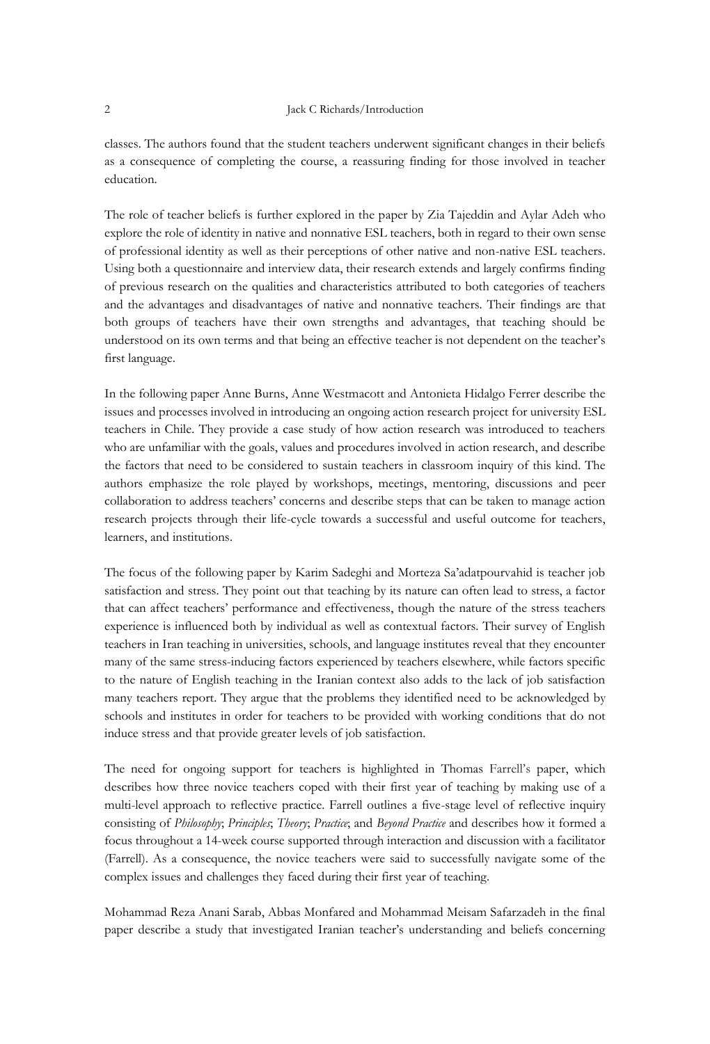classes. The authors found that the student teachers underwent significant changes in their beliefs as a consequence of completing the course, a reassuring finding for those involved in teacher education.

The role of teacher beliefs is further explored in the paper by Zia Tajeddin and Aylar Adeh who explore the role of identity in native and nonnative ESL teachers, both in regard to their own sense of professional identity as well as their perceptions of other native and non-native ESL teachers. Using both a questionnaire and interview data, their research extends and largely confirms finding of previous research on the qualities and characteristics attributed to both categories of teachers and the advantages and disadvantages of native and nonnative teachers. Their findings are that both groups of teachers have their own strengths and advantages, that teaching should be understood on its own terms and that being an effective teacher is not dependent on the teacher's first language.

In the following paper Anne Burns, Anne Westmacott and Antonieta Hidalgo Ferrer describe the issues and processes involved in introducing an ongoing action research project for university ESL teachers in Chile. They provide a case study of how action research was introduced to teachers who are unfamiliar with the goals, values and procedures involved in action research, and describe the factors that need to be considered to sustain teachers in classroom inquiry of this kind. The authors emphasize the role played by workshops, meetings, mentoring, discussions and peer collaboration to address teachers' concerns and describe steps that can be taken to manage action research projects through their life-cycle towards a successful and useful outcome for teachers, learners, and institutions.

The focus of the following paper by Karim Sadeghi and Morteza Sa'adatpourvahid is teacher job satisfaction and stress. They point out that teaching by its nature can often lead to stress, a factor that can affect teachers' performance and effectiveness, though the nature of the stress teachers experience is influenced both by individual as well as contextual factors. Their survey of English teachers in Iran teaching in universities, schools, and language institutes reveal that they encounter many of the same stress-inducing factors experienced by teachers elsewhere, while factors specific to the nature of English teaching in the Iranian context also adds to the lack of job satisfaction many teachers report. They argue that the problems they identified need to be acknowledged by schools and institutes in order for teachers to be provided with working conditions that do not induce stress and that provide greater levels of job satisfaction.

The need for ongoing support for teachers is highlighted in Thomas Farrell's paper, which describes how three novice teachers coped with their first year of teaching by making use of a multi-level approach to reflective practice. Farrell outlines a five-stage level of reflective inquiry consisting of *Philosophy*; *Principles*; *Theory*; *Practice*; and *Beyond Practice* and describes how it formed a focus throughout a 14-week course supported through interaction and discussion with a facilitator (Farrell). As a consequence, the novice teachers were said to successfully navigate some of the complex issues and challenges they faced during their first year of teaching.

Mohammad Reza Anani Sarab, Abbas Monfared and Mohammad Meisam Safarzadeh in the final paper describe a study that investigated Iranian teacher's understanding and beliefs concerning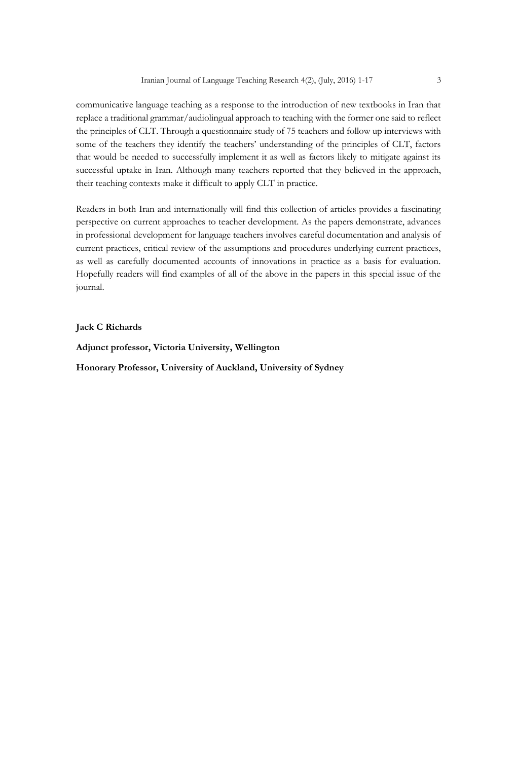communicative language teaching as a response to the introduction of new textbooks in Iran that replace a traditional grammar/audiolingual approach to teaching with the former one said to reflect the principles of CLT. Through a questionnaire study of 75 teachers and follow up interviews with some of the teachers they identify the teachers' understanding of the principles of CLT, factors that would be needed to successfully implement it as well as factors likely to mitigate against its successful uptake in Iran. Although many teachers reported that they believed in the approach, their teaching contexts make it difficult to apply CLT in practice.

Readers in both Iran and internationally will find this collection of articles provides a fascinating perspective on current approaches to teacher development. As the papers demonstrate, advances in professional development for language teachers involves careful documentation and analysis of current practices, critical review of the assumptions and procedures underlying current practices, as well as carefully documented accounts of innovations in practice as a basis for evaluation. Hopefully readers will find examples of all of the above in the papers in this special issue of the journal.

**Jack C Richards**

**Adjunct professor, Victoria University, Wellington**

**Honorary Professor, University of Auckland, University of Sydney**